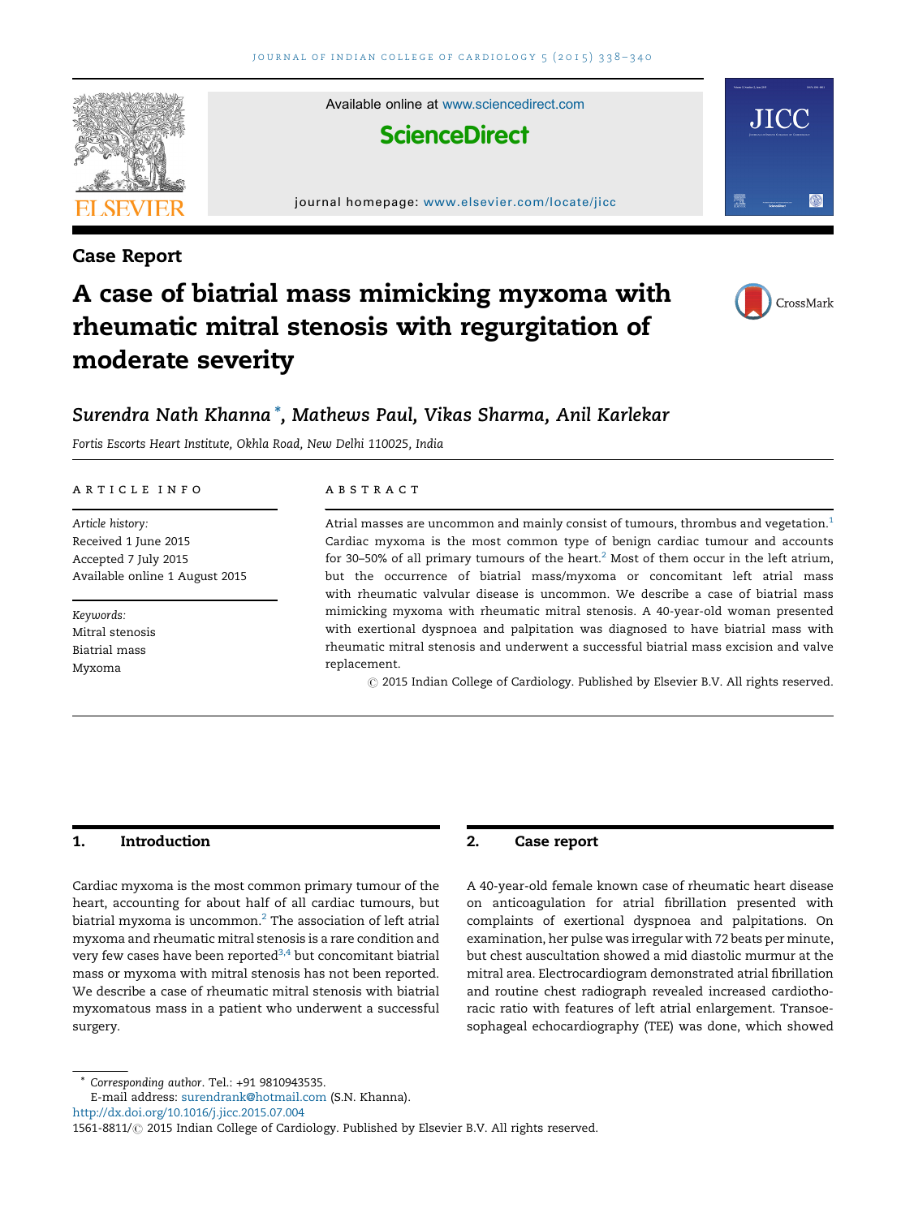## Case Report

# A case of biatrial mass mimicking myxoma with rheumatic mitral stenosis with regurgitation of moderate severity

Surendra Nath Khanna *, Mathews Paul, Vikas Sharma, Anil Karlekar

*Fortis Escorts Heart Institute, Okhla Road, New Delhi 110025, India*

### ARTICLE INFO

*Article history:*
Received 1 June 2015
Accepted 7 July 2015
Available online 1 August 2015

*Keywords:*
Mitral stenosis
Biatrial mass
Myxoma

### ABSTRACT

Atrial masses are uncommon and mainly consist of tumours, thrombus and vegetation.[1] Cardiac myxoma is the most common type of benign cardiac tumour and accounts for 30–50% of all primary tumours of the heart.[2] Most of them occur in the left atrium, but the occurrence of biatrial mass/myxoma or concomitant left atrial mass with rheumatic valvular disease is uncommon. We describe a case of biatrial mass mimicking myxoma with rheumatic mitral stenosis. A 40-year-old woman presented with exertional dyspnoea and palpitation was diagnosed to have biatrial mass with rheumatic mitral stenosis and underwent a successful biatrial mass excision and valve replacement.

© 2015 Indian College of Cardiology. Published by Elsevier B.V. All rights reserved.

## 1. Introduction

Cardiac myxoma is the most common primary tumour of the heart, accounting for about half of all cardiac tumours, but biatrial myxoma is uncommon.[2] The association of left atrial myxoma and rheumatic mitral stenosis is a rare condition and very few cases have been reported[3,4] but concomitant biatrial mass or myxoma with mitral stenosis has not been reported. We describe a case of rheumatic mitral stenosis with biatrial myxomatous mass in a patient who underwent a successful surgery.

## 2. Case report

A 40-year-old female known case of rheumatic heart disease on anticoagulation for atrial fibrillation presented with complaints of exertional dyspnoea and palpitations. On examination, her pulse was irregular with 72 beats per minute, but chest auscultation showed a mid diastolic murmur at the mitral area. Electrocardiogram demonstrated atrial fibrillation and routine chest radiograph revealed increased cardiothoracic ratio with features of left atrial enlargement. Transoesophageal echocardiography (TEE) was done, which showed

\* Corresponding author. Tel.: +91 9810943535.
E-mail address: surendrank@hotmail.com (S.N. Khanna).
http://dx.doi.org/10.1016/j.jicc.2015.07.004
1561-8811/© 2015 Indian College of Cardiology. Published by Elsevier B.V. All rights reserved.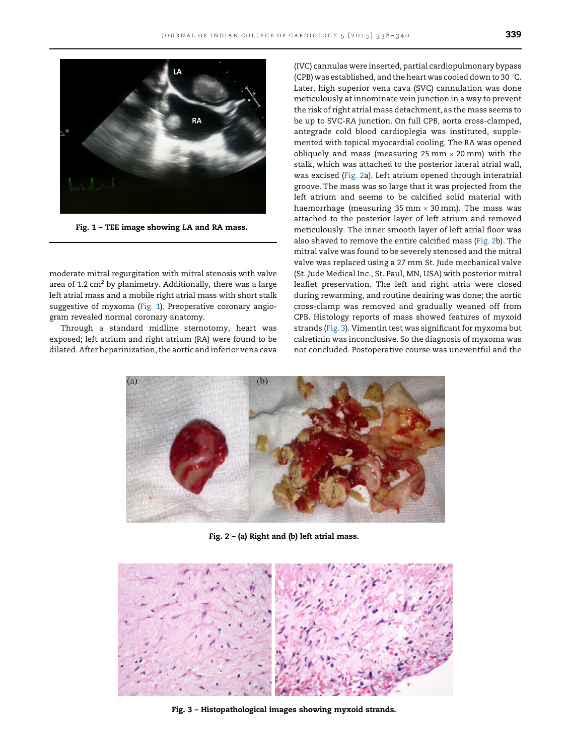Fig. 1 – TEE image showing LA and RA mass.

moderate mitral regurgitation with mitral stenosis with valve area of 1.2 $cm^2$ by planimetry. Additionally, there was a large left atrial mass and a mobile right atrial mass with short stalk suggestive of myxoma (Fig. 1). Preoperative coronary angiogram revealed normal coronary anatomy.

Through a standard midline sternotomy, heart was exposed; left atrium and right atrium (RA) were found to be dilated. After heparinization, the aortic and inferior vena cava (IVC) cannulas were inserted, partial cardiopulmonary bypass (CPB) was established, and the heart was cooled down to 30 °C. Later, high superior vena cava (SVC) cannulation was done meticulously at innominate vein junction in a way to prevent the risk of right atrial mass detachment, as the mass seems to be up to SVC-RA junction. On full CPB, aorta cross-clamped, antegrade cold blood cardioplegia was instituted, supplemented with topical myocardial cooling. The RA was opened obliquely and mass (measuring 25 mm × 20 mm) with the stalk, which was attached to the posterior lateral atrial wall, was excised (Fig. 2a). Left atrium opened through interatrial groove. The mass was so large that it was projected from the left atrium and seems to be calcified solid material with haemorrhage (measuring 35 mm × 30 mm). The mass was attached to the posterior layer of left atrium and removed meticulously. The inner smooth layer of left atrial floor was also shaved to remove the entire calcified mass (Fig. 2b). The mitral valve was found to be severely stenosed and the mitral valve was replaced using a 27 mm St. Jude mechanical valve (St. Jude Medical Inc., St. Paul, MN, USA) with posterior mitral leaflet preservation. The left and right atria were closed during rewarming, and routine deairing was done; the aortic cross-clamp was removed and gradually weaned off from CPB. Histology reports of mass showed features of myxoid strands (Fig. 3). Vimentin test was significant for myxoma but calretinin was inconclusive. So the diagnosis of myxoma was not concluded. Postoperative course was uneventful and the

Fig. 2 – (a) Right and (b) left atrial mass.

Fig. 3 – Histopathological images showing myxoid strands.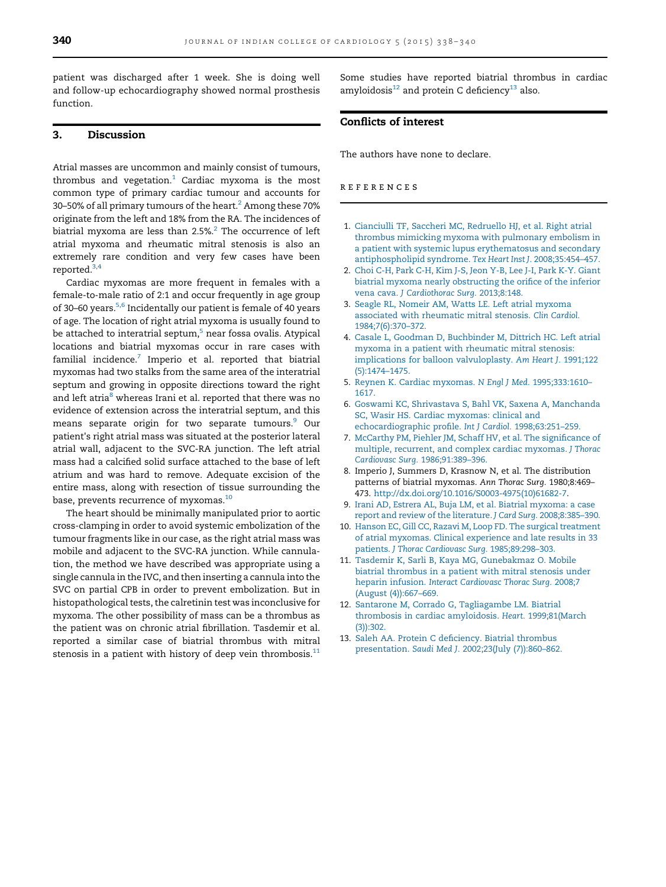patient was discharged after 1 week. She is doing well and follow-up echocardiography showed normal prosthesis function.

## 3. Discussion

Atrial masses are uncommon and mainly consist of tumours, thrombus and vegetation.[1] Cardiac myxoma is the most common type of primary cardiac tumour and accounts for 30–50% of all primary tumours of the heart.[2] Among these 70% originate from the left and 18% from the RA. The incidences of biatrial myxoma are less than 2.5%.[2] The occurrence of left atrial myxoma and rheumatic mitral stenosis is also an extremely rare condition and very few cases have been reported.[3,4]

Cardiac myxomas are more frequent in females with a female-to-male ratio of 2:1 and occur frequently in age group of 30–60 years.[5,6] Incidentally our patient is female of 40 years of age. The location of right atrial myxoma is usually found to be attached to interatrial septum,[5] near fossa ovalis. Atypical locations and biatrial myxomas occur in rare cases with familial incidence.[7] Imperio et al. reported that biatrial myxomas had two stalks from the same area of the interatrial septum and growing in opposite directions toward the right and left atria[8] whereas Irani et al. reported that there was no evidence of extension across the interatrial septum, and this means separate origin for two separate tumours.[9] Our patient's right atrial mass was situated at the posterior lateral atrial wall, adjacent to the SVC-RA junction. The left atrial mass had a calcified solid surface attached to the base of left atrium and was hard to remove. Adequate excision of the entire mass, along with resection of tissue surrounding the base, prevents recurrence of myxomas.[10]

The heart should be minimally manipulated prior to aortic cross-clamping in order to avoid systemic embolization of the tumour fragments like in our case, as the right atrial mass was mobile and adjacent to the SVC-RA junction. While cannulation, the method we have described was appropriate using a single cannula in the IVC, and then inserting a cannula into the SVC on partial CPB in order to prevent embolization. But in histopathological tests, the calretinin test was inconclusive for myxoma. The other possibility of mass can be a thrombus as the patient was on chronic atrial fibrillation. Tasdemir et al. reported a similar case of biatrial thrombus with mitral stenosis in a patient with history of deep vein thrombosis.[11] Some studies have reported biatrial thrombus in cardiac amyloidosis[12] and protein C deficiency[13] also.

## Conflicts of interest

The authors have none to declare.

## REFERENCES

1. Cianciulli TF, Saccheri MC, Redruello HJ, et al. Right atrial thrombus mimicking myxoma with pulmonary embolism in a patient with systemic lupus erythematosus and secondary antiphospholipid syndrome. *Tex Heart Inst J*. 2008;35:454–457.
2. Choi C-H, Park C-H, Kim J-S, Jeon Y-B, Lee J-I, Park K-Y. Giant biatrial myxoma nearly obstructing the orifice of the inferior vena cava. *J Cardiothorac Surg*. 2013;8:148.
3. Seagle RL, Nomeir AM, Watts LE. Left atrial myxoma associated with rheumatic mitral stenosis. *Clin Cardiol*. 1984;7(6):370–372.
4. Casale L, Goodman D, Buchbinder M, Dittrich HC. Left atrial myxoma in a patient with rheumatic mitral stenosis: implications for balloon valvuloplasty. *Am Heart J*. 1991;122 (5):1474–1475.
5. Reynen K. Cardiac myxomas. *N Engl J Med*. 1995;333:1610–1617.
6. Goswami KC, Shrivastava S, Bahl VK, Saxena A, Manchanda SC, Wasir HS. Cardiac myxomas: clinical and echocardiographic profile. *Int J Cardiol*. 1998;63:251–259.
7. McCarthy PM, Piehler JM, Schaff HV, et al. The significance of multiple, recurrent, and complex cardiac myxomas. *J Thorac Cardiovasc Surg*. 1986;91:389–396.
8. Imperio J, Summers D, Krasnow N, et al. The distribution patterns of biatrial myxomas. *Ann Thorac Surg*. 1980;8:469–473. http://dx.doi.org/10.1016/S0003-4975(10)61682-7.
9. Irani AD, Estrera AL, Buja LM, et al. Biatrial myxoma: a case report and review of the literature. *J Card Surg*. 2008;8:385–390.
10. Hanson EC, Gill CC, Razavi M, Loop FD. The surgical treatment of atrial myxomas. Clinical experience and late results in 33 patients. *J Thorac Cardiovasc Surg*. 1985;89:298–303.
11. Tasdemir K, Sarli B, Kaya MG, Gunebakmaz O. Mobile biatrial thrombus in a patient with mitral stenosis under heparin infusion. *Interact Cardiovasc Thorac Surg*. 2008;7 (August (4)):667–669.
12. Santarone M, Corrado G, Tagliagambe LM. Biatrial thrombosis in cardiac amyloidosis. *Heart*. 1999;81(March (3)):302.
13. Saleh AA. Protein C deficiency. Biatrial thrombus presentation. *Saudi Med J*. 2002;23(July (7)):860–862.